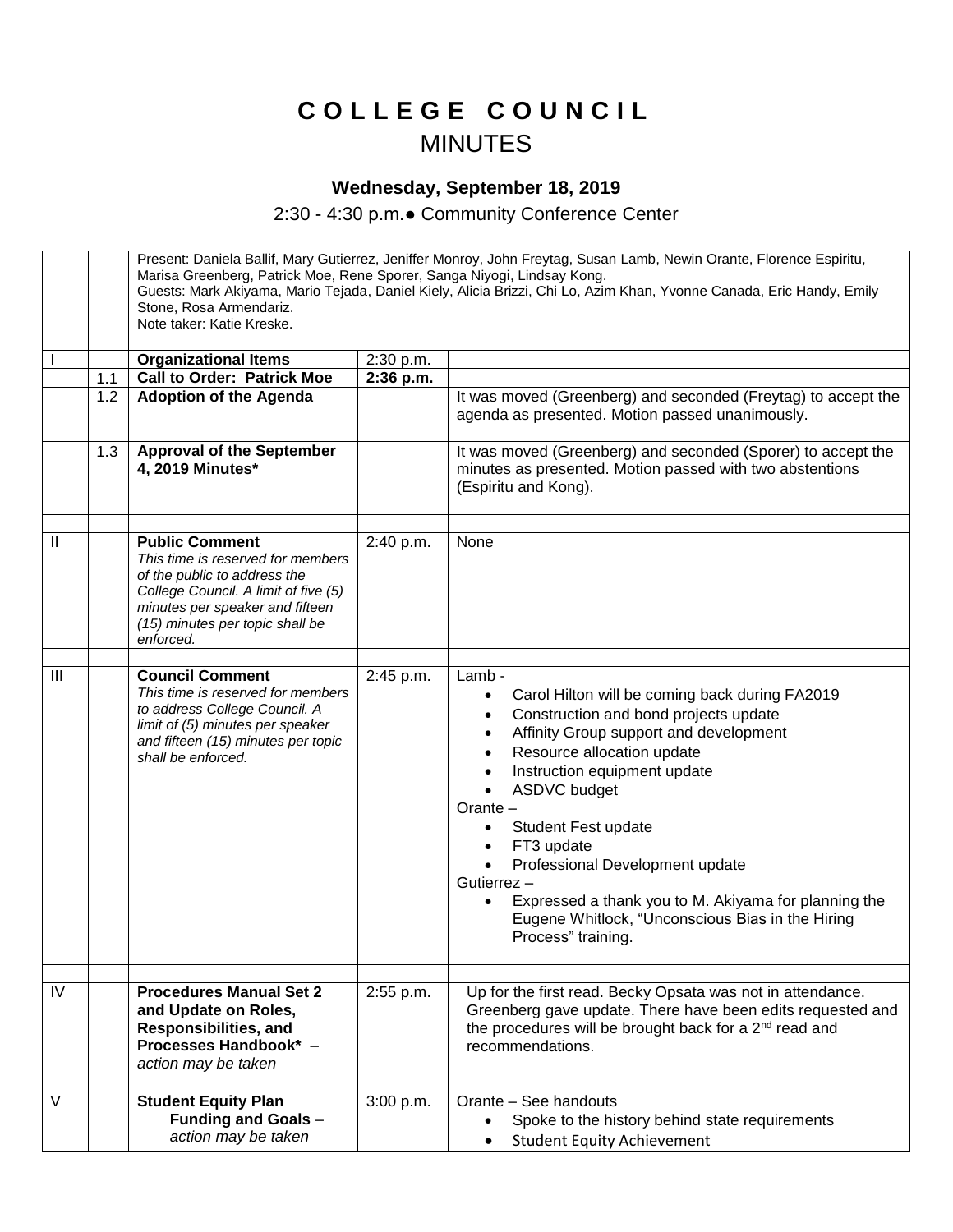# C O L L E G E   C O U N C I L

## MINUTES

### Wednesday, September 18, 2019

2:30 - 4:30 p.m.● Community Conference Center

| | | | | |
|---|---|---|---|---|
| | | Present: Daniela Ballif, Mary Gutierrez, Jeniffer Monroy, John Freytag, Susan Lamb, Newin Orante, Florence Espiritu, Marisa Greenberg, Patrick Moe, Rene Sporer, Sanga Niyogi, Lindsay Kong.<br>Guests: Mark Akiyama, Mario Tejada, Daniel Kiely, Alicia Brizzi, Chi Lo, Azim Khan, Yvonne Canada, Eric Handy, Emily Stone, Rosa Armendariz.<br>Note taker: Katie Kreske. | | |
| I | | **Organizational Items** | 2:30 p.m. | |
| | 1.1 | **Call to Order: Patrick Moe** | **2:36 p.m.** | |
| | 1.2 | **Adoption of the Agenda** | | It was moved (Greenberg) and seconded (Freytag) to accept the agenda as presented. Motion passed unanimously. |
| | 1.3 | **Approval of the September 4, 2019 Minutes*** | | It was moved (Greenberg) and seconded (Sporer) to accept the minutes as presented. Motion passed with two abstentions (Espiritu and Kong). |
| | | | | |
| II | | **Public Comment**<br>*This time is reserved for members of the public to address the College Council. A limit of five (5) minutes per speaker and fifteen (15) minutes per topic shall be enforced.* | 2:40 p.m. | None |
| | | | | |
| III | | **Council Comment**<br>*This time is reserved for members to address College Council. A limit of (5) minutes per speaker and fifteen (15) minutes per topic shall be enforced.* | 2:45 p.m. | Lamb -<br>• Carol Hilton will be coming back during FA2019<br>• Construction and bond projects update<br>• Affinity Group support and development<br>• Resource allocation update<br>• Instruction equipment update<br>• ASDVC budget<br>Orante –<br>• Student Fest update<br>• FT3 update<br>• Professional Development update<br>Gutierrez –<br>• Expressed a thank you to M. Akiyama for planning the Eugene Whitlock, "Unconscious Bias in the Hiring Process" training. |
| | | | | |
| IV | | **Procedures Manual Set 2 and Update on Roles, Responsibilities, and Processes Handbook*** – *action may be taken* | 2:55 p.m. | Up for the first read. Becky Opsata was not in attendance. Greenberg gave update. There have been edits requested and the procedures will be brought back for a 2nd read and recommendations. |
| | | | | |
| V | | **Student Equity Plan Funding and Goals** – *action may be taken* | 3:00 p.m. | Orante – See handouts<br>• Spoke to the history behind state requirements<br>• Student Equity Achievement |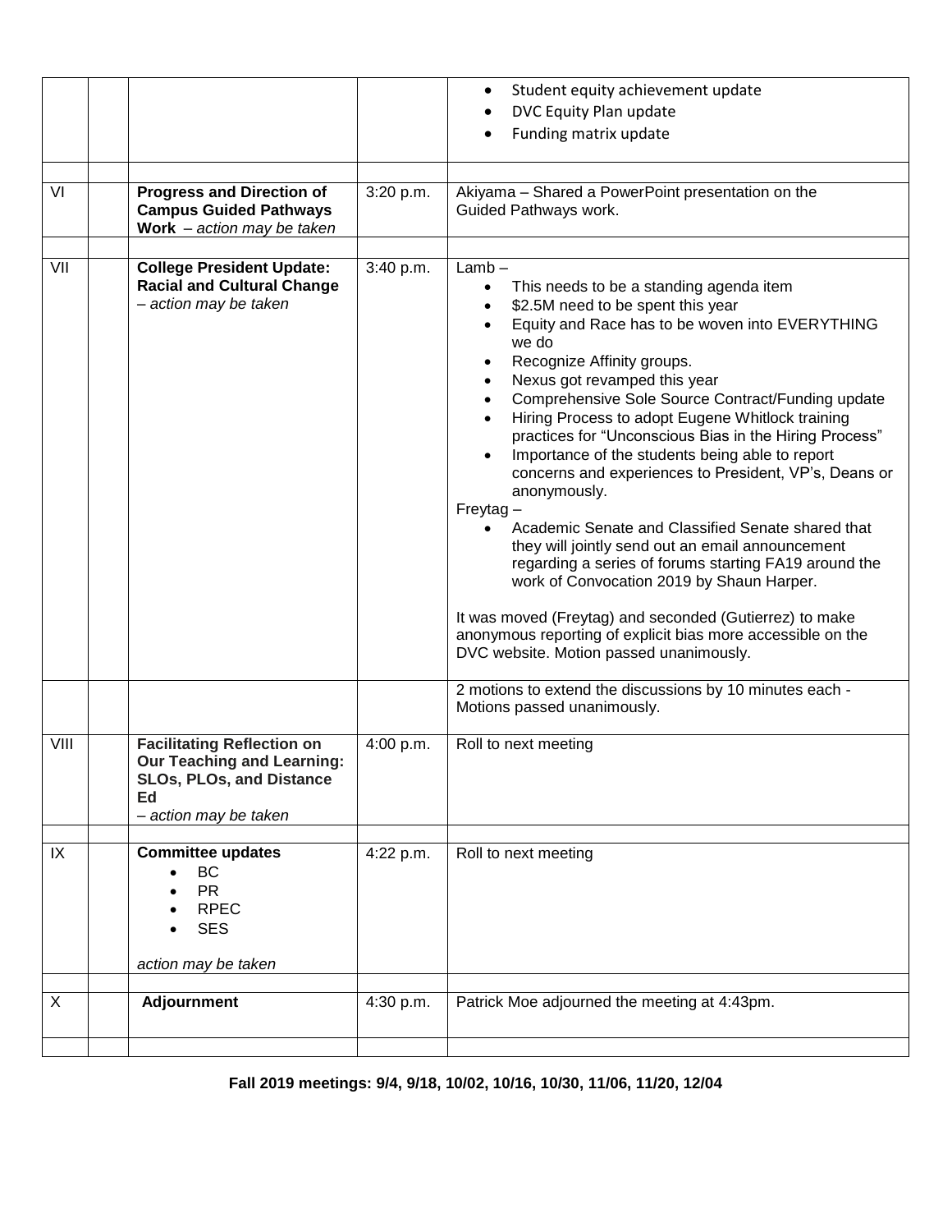| | | | | |
|---|---|---|---|---|
| | | | | • Student equity achievement update<br>• DVC Equity Plan update<br>• Funding matrix update |
| | | | | |
| VI | | **Progress and Direction of Campus Guided Pathways Work** – *action may be taken* | 3:20 p.m. | Akiyama – Shared a PowerPoint presentation on the Guided Pathways work. |
| | | | | |
| VII | | **College President Update: Racial and Cultural Change** – *action may be taken* | 3:40 p.m. | Lamb –<br>• This needs to be a standing agenda item<br>• $2.5M need to be spent this year<br>• Equity and Race has to be woven into EVERYTHING we do<br>• Recognize Affinity groups.<br>• Nexus got revamped this year<br>• Comprehensive Sole Source Contract/Funding update<br>• Hiring Process to adopt Eugene Whitlock training practices for "Unconscious Bias in the Hiring Process"<br>• Importance of the students being able to report concerns and experiences to President, VP's, Deans or anonymously.<br>Freytag –<br>• Academic Senate and Classified Senate shared that they will jointly send out an email announcement regarding a series of forums starting FA19 around the work of Convocation 2019 by Shaun Harper.<br><br>It was moved (Freytag) and seconded (Gutierrez) to make anonymous reporting of explicit bias more accessible on the DVC website. Motion passed unanimously. |
| | | | | 2 motions to extend the discussions by 10 minutes each - Motions passed unanimously. |
| VIII | | **Facilitating Reflection on Our Teaching and Learning: SLOs, PLOs, and Distance Ed** – *action may be taken* | 4:00 p.m. | Roll to next meeting |
| | | | | |
| IX | | **Committee updates**<br>• BC<br>• PR<br>• RPEC<br>• SES<br><br>*action may be taken* | 4:22 p.m. | Roll to next meeting |
| | | | | |
| X | | **Adjournment** | 4:30 p.m. | Patrick Moe adjourned the meeting at 4:43pm. |
| | | | | |

**Fall 2019 meetings: 9/4, 9/18, 10/02, 10/16, 10/30, 11/06, 11/20, 12/04**